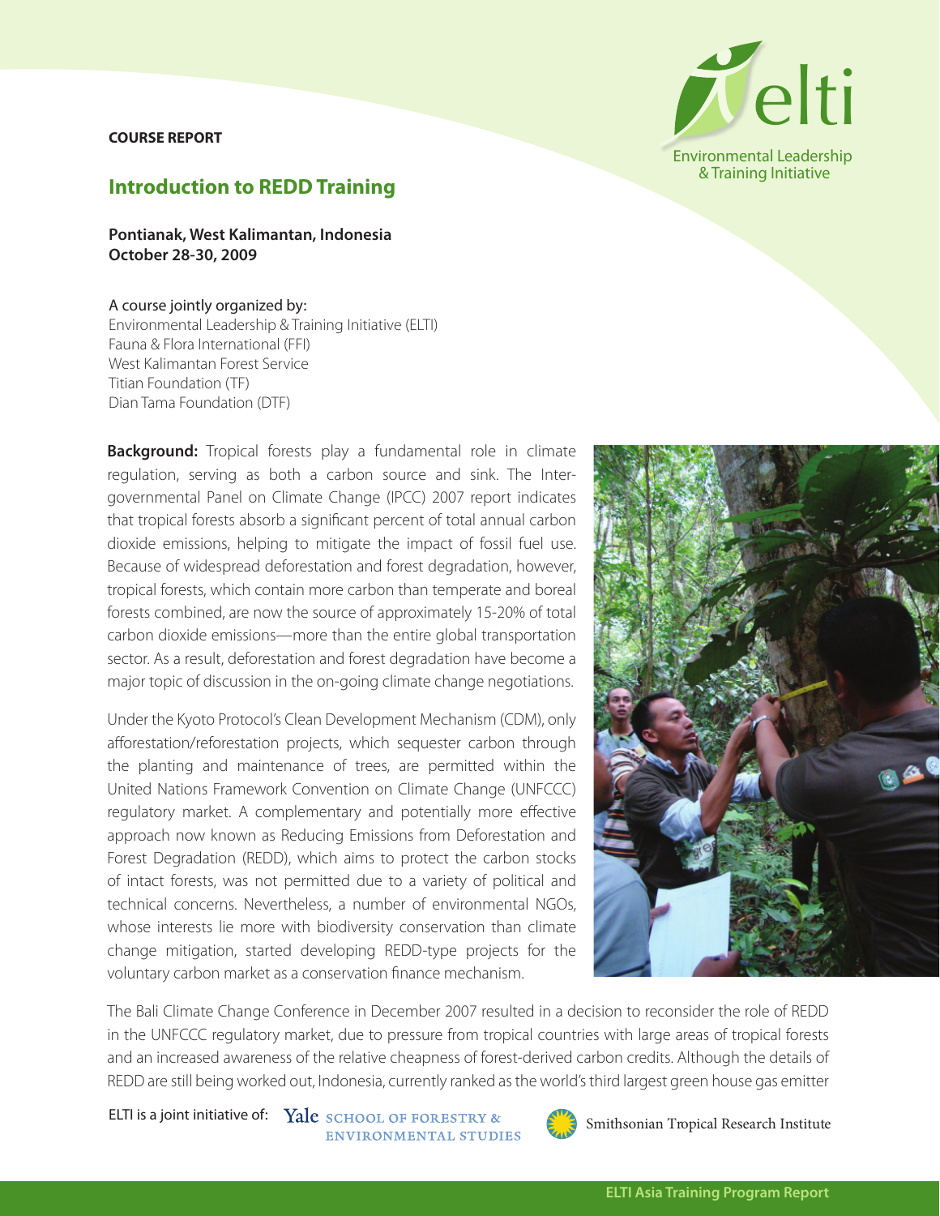COURSE REPORT

# Introduction to REDD Training

**Pontianak, West Kalimantan, Indonesia**
**October 28-30, 2009**

A course jointly organized by:
Environmental Leadership & Training Initiative (ELTI)
Fauna & Flora International (FFI)
West Kalimantan Forest Service
Titian Foundation (TF)
Dian Tama Foundation (DTF)

**Background:** Tropical forests play a fundamental role in climate regulation, serving as both a carbon source and sink. The Intergovernmental Panel on Climate Change (IPCC) 2007 report indicates that tropical forests absorb a significant percent of total annual carbon dioxide emissions, helping to mitigate the impact of fossil fuel use. Because of widespread deforestation and forest degradation, however, tropical forests, which contain more carbon than temperate and boreal forests combined, are now the source of approximately 15-20% of total carbon dioxide emissions—more than the entire global transportation sector. As a result, deforestation and forest degradation have become a major topic of discussion in the on-going climate change negotiations.

Under the Kyoto Protocol's Clean Development Mechanism (CDM), only afforestation/reforestation projects, which sequester carbon through the planting and maintenance of trees, are permitted within the United Nations Framework Convention on Climate Change (UNFCCC) regulatory market. A complementary and potentially more effective approach now known as Reducing Emissions from Deforestation and Forest Degradation (REDD), which aims to protect the carbon stocks of intact forests, was not permitted due to a variety of political and technical concerns. Nevertheless, a number of environmental NGOs, whose interests lie more with biodiversity conservation than climate change mitigation, started developing REDD-type projects for the voluntary carbon market as a conservation finance mechanism.

The Bali Climate Change Conference in December 2007 resulted in a decision to reconsider the role of REDD in the UNFCCC regulatory market, due to pressure from tropical countries with large areas of tropical forests and an increased awareness of the relative cheapness of forest-derived carbon credits. Although the details of REDD are still being worked out, Indonesia, currently ranked as the world's third largest green house gas emitter

ELTI is a joint initiative of: Yale School of Forestry & Environmental Studies; Smithsonian Tropical Research Institute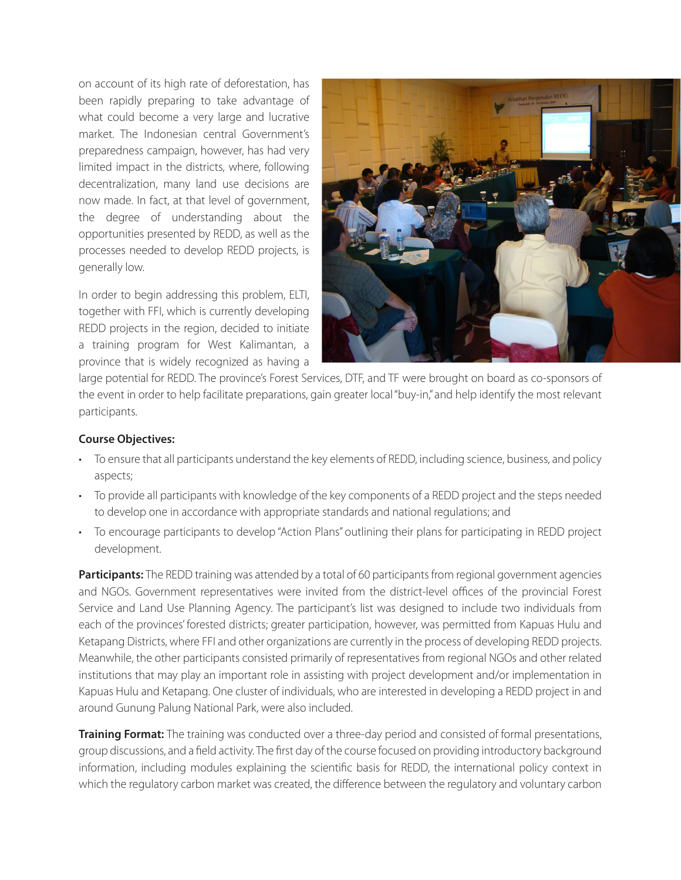on account of its high rate of deforestation, has been rapidly preparing to take advantage of what could become a very large and lucrative market. The Indonesian central Government's preparedness campaign, however, has had very limited impact in the districts, where, following decentralization, many land use decisions are now made. In fact, at that level of government, the degree of understanding about the opportunities presented by REDD, as well as the processes needed to develop REDD projects, is generally low.

In order to begin addressing this problem, ELTI, together with FFI, which is currently developing REDD projects in the region, decided to initiate a training program for West Kalimantan, a province that is widely recognized as having a large potential for REDD. The province's Forest Services, DTF, and TF were brought on board as co-sponsors of the event in order to help facilitate preparations, gain greater local "buy-in," and help identify the most relevant participants.

**Course Objectives:**

- To ensure that all participants understand the key elements of REDD, including science, business, and policy aspects;
- To provide all participants with knowledge of the key components of a REDD project and the steps needed to develop one in accordance with appropriate standards and national regulations; and
- To encourage participants to develop "Action Plans" outlining their plans for participating in REDD project development.

**Participants:** The REDD training was attended by a total of 60 participants from regional government agencies and NGOs. Government representatives were invited from the district-level offices of the provincial Forest Service and Land Use Planning Agency. The participant's list was designed to include two individuals from each of the provinces' forested districts; greater participation, however, was permitted from Kapuas Hulu and Ketapang Districts, where FFI and other organizations are currently in the process of developing REDD projects. Meanwhile, the other participants consisted primarily of representatives from regional NGOs and other related institutions that may play an important role in assisting with project development and/or implementation in Kapuas Hulu and Ketapang. One cluster of individuals, who are interested in developing a REDD project in and around Gunung Palung National Park, were also included.

**Training Format:** The training was conducted over a three-day period and consisted of formal presentations, group discussions, and a field activity. The first day of the course focused on providing introductory background information, including modules explaining the scientific basis for REDD, the international policy context in which the regulatory carbon market was created, the difference between the regulatory and voluntary carbon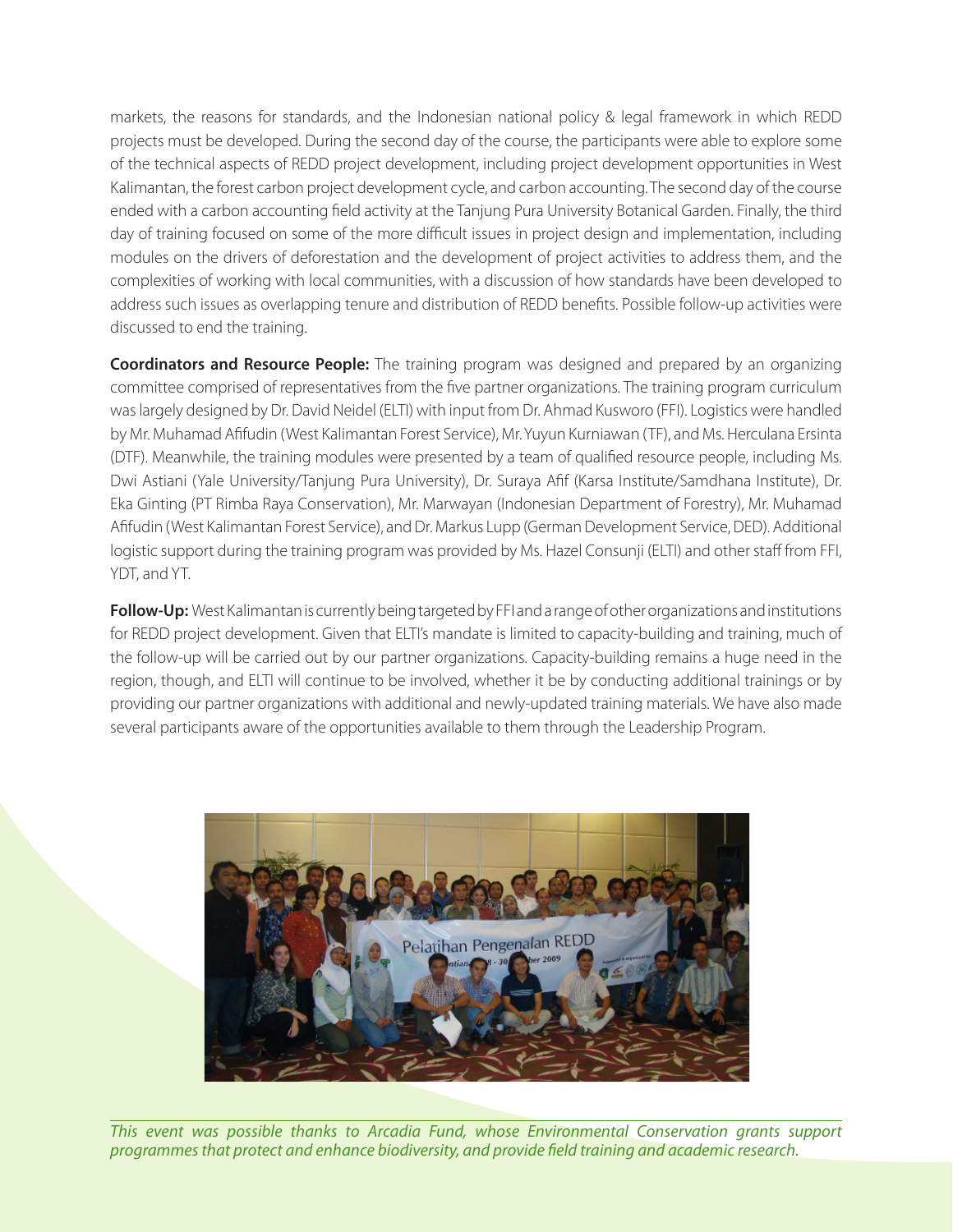markets, the reasons for standards, and the Indonesian national policy & legal framework in which REDD projects must be developed. During the second day of the course, the participants were able to explore some of the technical aspects of REDD project development, including project development opportunities in West Kalimantan, the forest carbon project development cycle, and carbon accounting. The second day of the course ended with a carbon accounting field activity at the Tanjung Pura University Botanical Garden. Finally, the third day of training focused on some of the more difficult issues in project design and implementation, including modules on the drivers of deforestation and the development of project activities to address them, and the complexities of working with local communities, with a discussion of how standards have been developed to address such issues as overlapping tenure and distribution of REDD benefits. Possible follow-up activities were discussed to end the training.

**Coordinators and Resource People:** The training program was designed and prepared by an organizing committee comprised of representatives from the five partner organizations. The training program curriculum was largely designed by Dr. David Neidel (ELTI) with input from Dr. Ahmad Kusworo (FFI). Logistics were handled by Mr. Muhamad Afifudin (West Kalimantan Forest Service), Mr. Yuyun Kurniawan (TF), and Ms. Herculana Ersinta (DTF). Meanwhile, the training modules were presented by a team of qualified resource people, including Ms. Dwi Astiani (Yale University/Tanjung Pura University), Dr. Suraya Afif (Karsa Institute/Samdhana Institute), Dr. Eka Ginting (PT Rimba Raya Conservation), Mr. Marwayan (Indonesian Department of Forestry), Mr. Muhamad Afifudin (West Kalimantan Forest Service), and Dr. Markus Lupp (German Development Service, DED). Additional logistic support during the training program was provided by Ms. Hazel Consunji (ELTI) and other staff from FFI, YDT, and YT.

**Follow-Up:** West Kalimantan is currently being targeted by FFI and a range of other organizations and institutions for REDD project development. Given that ELTI's mandate is limited to capacity-building and training, much of the follow-up will be carried out by our partner organizations. Capacity-building remains a huge need in the region, though, and ELTI will continue to be involved, whether it be by conducting additional trainings or by providing our partner organizations with additional and newly-updated training materials. We have also made several participants aware of the opportunities available to them through the Leadership Program.

*This event was possible thanks to Arcadia Fund, whose Environmental Conservation grants support programmes that protect and enhance biodiversity, and provide field training and academic research.*